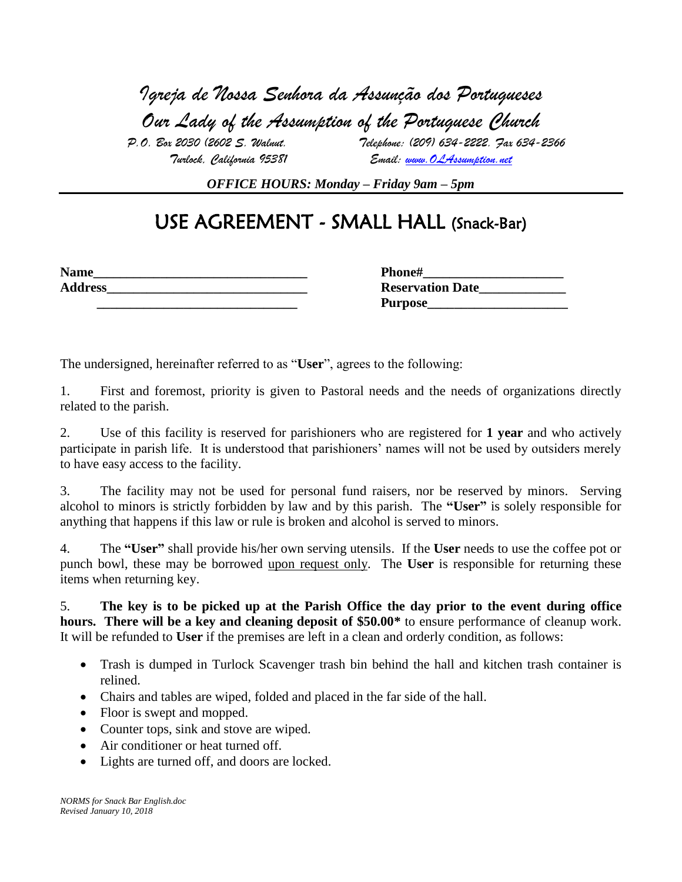# *Igreja de Nossa Senhora da Assunção dos Portugueses*

## *Our Lady of the Assumption of the Portuguese Church*

*P.O. Box 2030 (2602 S. Walnut. Telephone: (209) 634-2222. Fax 634-2366*
*Turlock, California 95381 Email: www.OLAssumption.net*

***OFFICE HOURS: Monday – Friday 9am – 5pm***

# USE AGREEMENT - SMALL HALL (Snack-Bar)

**Name**________________________________ **Phone#**____________________
**Address**______________________________ **Reservation Date**_____________
______________________________ **Purpose**_____________________

The undersigned, hereinafter referred to as "**User**", agrees to the following:

1. First and foremost, priority is given to Pastoral needs and the needs of organizations directly related to the parish.

2. Use of this facility is reserved for parishioners who are registered for **1 year** and who actively participate in parish life. It is understood that parishioners' names will not be used by outsiders merely to have easy access to the facility.

3. The facility may not be used for personal fund raisers, nor be reserved by minors. Serving alcohol to minors is strictly forbidden by law and by this parish. The **"User"** is solely responsible for anything that happens if this law or rule is broken and alcohol is served to minors.

4. The **"User"** shall provide his/her own serving utensils. If the **User** needs to use the coffee pot or punch bowl, these may be borrowed <u>upon request only</u>. The **User** is responsible for returning these items when returning key.

5. **The key is to be picked up at the Parish Office the day prior to the event during office hours. There will be a key and cleaning deposit of $50.00*** to ensure performance of cleanup work. It will be refunded to **User** if the premises are left in a clean and orderly condition, as follows:

- Trash is dumped in Turlock Scavenger trash bin behind the hall and kitchen trash container is relined.
- Chairs and tables are wiped, folded and placed in the far side of the hall.
- Floor is swept and mopped.
- Counter tops, sink and stove are wiped.
- Air conditioner or heat turned off.
- Lights are turned off, and doors are locked.

*NORMS for Snack Bar English.doc*
*Revised January 10, 2018*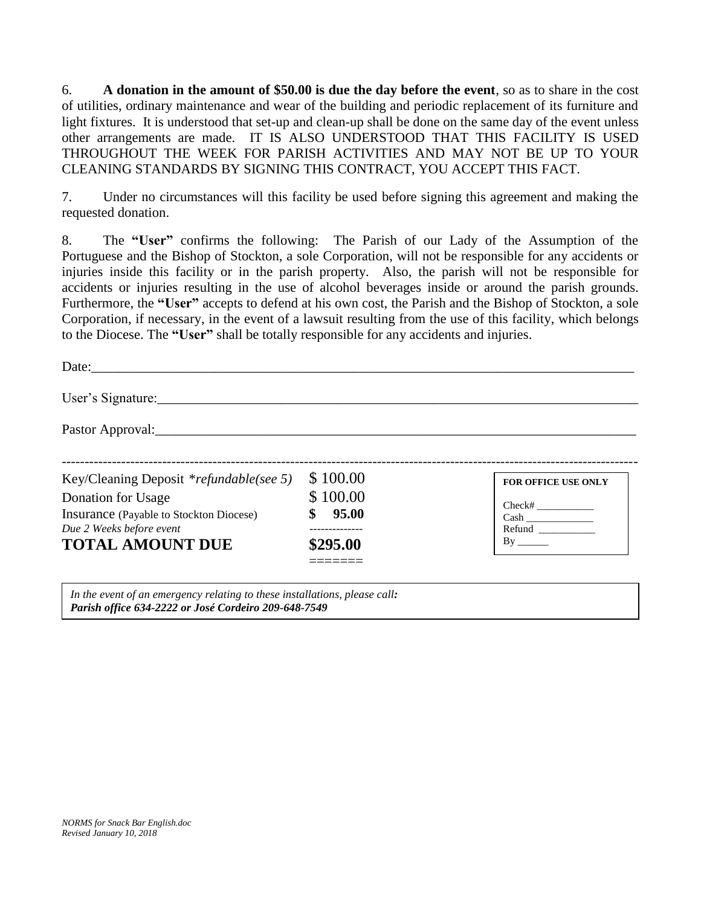6. **A donation in the amount of $50.00 is due the day before the event**, so as to share in the cost of utilities, ordinary maintenance and wear of the building and periodic replacement of its furniture and light fixtures. It is understood that set-up and clean-up shall be done on the same day of the event unless other arrangements are made. IT IS ALSO UNDERSTOOD THAT THIS FACILITY IS USED THROUGHOUT THE WEEK FOR PARISH ACTIVITIES AND MAY NOT BE UP TO YOUR CLEANING STANDARDS BY SIGNING THIS CONTRACT, YOU ACCEPT THIS FACT.

7. Under no circumstances will this facility be used before signing this agreement and making the requested donation.

8. The **"User"** confirms the following: The Parish of our Lady of the Assumption of the Portuguese and the Bishop of Stockton, a sole Corporation, will not be responsible for any accidents or injuries inside this facility or in the parish property. Also, the parish will not be responsible for accidents or injuries resulting in the use of alcohol beverages inside or around the parish grounds. Furthermore, the **"User"** accepts to defend at his own cost, the Parish and the Bishop of Stockton, a sole Corporation, if necessary, in the event of a lawsuit resulting from the use of this facility, which belongs to the Diocese. The **"User"** shall be totally responsible for any accidents and injuries.

Date:\_\_\_\_\_\_\_\_\_\_\_\_\_\_\_\_\_\_\_\_\_\_\_\_\_\_\_\_\_\_\_\_\_\_\_\_\_\_\_\_\_\_\_\_\_\_\_\_\_\_\_\_\_\_\_\_\_\_\_\_\_\_\_\_\_\_\_\_\_\_\_\_

User's Signature:\_\_\_\_\_\_\_\_\_\_\_\_\_\_\_\_\_\_\_\_\_\_\_\_\_\_\_\_\_\_\_\_\_\_\_\_\_\_\_\_\_\_\_\_\_\_\_\_\_\_\_\_\_\_\_\_\_\_\_\_\_\_

Pastor Approval:\_\_\_\_\_\_\_\_\_\_\_\_\_\_\_\_\_\_\_\_\_\_\_\_\_\_\_\_\_\_\_\_\_\_\_\_\_\_\_\_\_\_\_\_\_\_\_\_\_\_\_\_\_\_\_\_\_\_\_\_\_\_

---

| | |
|---|---|
| Key/Cleaning Deposit *\*refundable(see 5)* | $ 100.00 |
| Donation for Usage | $ 100.00 |
| Insurance (Payable to Stockton Diocese) *Due 2 Weeks before event* | **$ 95.00** |
| **TOTAL AMOUNT DUE** | **$295.00** |

**FOR OFFICE USE ONLY**

Check# \_\_\_\_\_\_\_\_\_\_
Cash \_\_\_\_\_\_\_\_\_\_
Refund \_\_\_\_\_\_\_\_\_\_
By \_\_\_\_\_\_

*In the event of an emergency relating to these installations, please call:*
***Parish office 634-2222 or José Cordeiro 209-648-7549***

*NORMS for Snack Bar English.doc*
*Revised January 10, 2018*